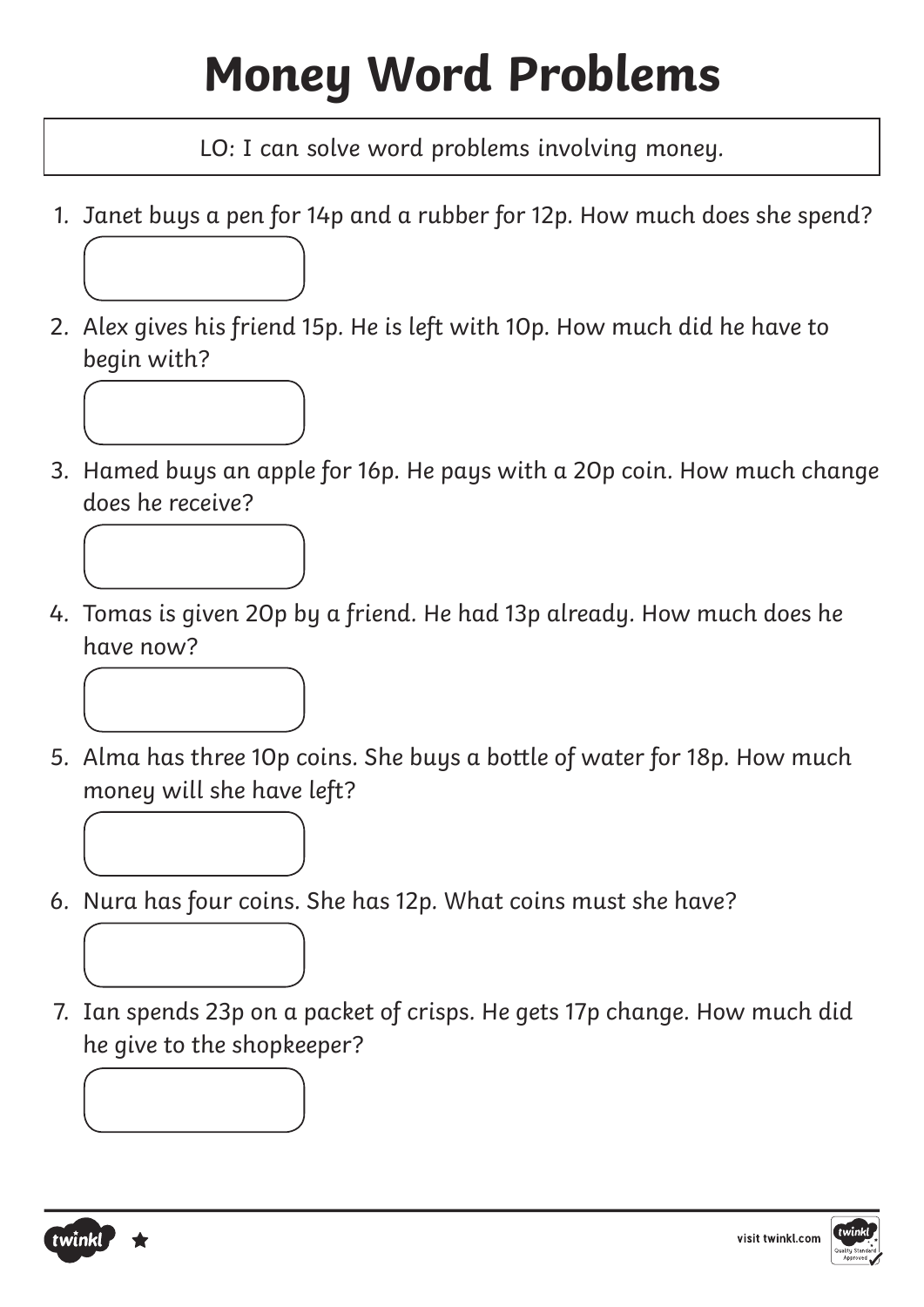# Money Word Problems

LO: I can solve word problems involving money.

1. Janet buys a pen for 14p and a rubber for 12p. How much does she spend?

2. Alex gives his friend 15p. He is left with 10p. How much did he have to begin with?

3. Hamed buys an apple for 16p. He pays with a 20p coin. How much change does he receive?

4. Tomas is given 20p by a friend. He had 13p already. How much does he have now?

5. Alma has three 10p coins. She buys a bottle of water for 18p. How much money will she have left?

6. Nura has four coins. She has 12p. What coins must she have?

7. Ian spends 23p on a packet of crisps. He gets 17p change. How much did he give to the shopkeeper?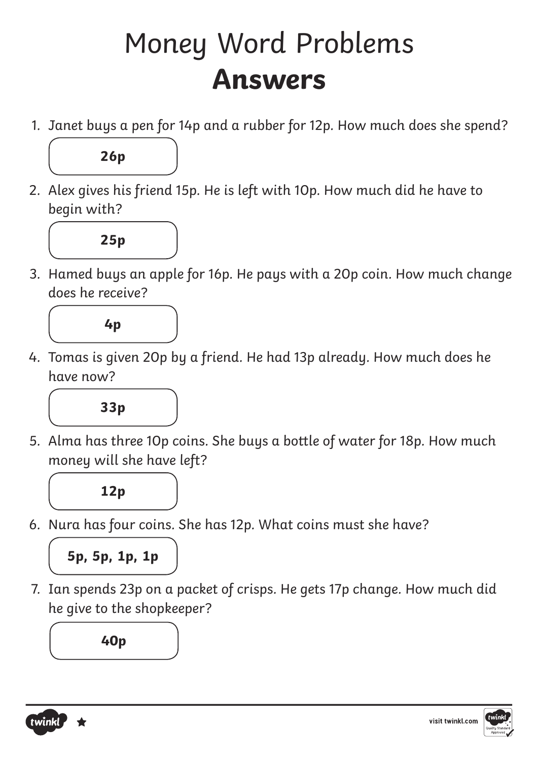# Money Word Problems
## Answers

1. Janet buys a pen for 14p and a rubber for 12p. How much does she spend?

   **26p**

2. Alex gives his friend 15p. He is left with 10p. How much did he have to begin with?

   **25p**

3. Hamed buys an apple for 16p. He pays with a 20p coin. How much change does he receive?

   **4p**

4. Tomas is given 20p by a friend. He had 13p already. How much does he have now?

   **33p**

5. Alma has three 10p coins. She buys a bottle of water for 18p. How much money will she have left?

   **12p**

6. Nura has four coins. She has 12p. What coins must she have?

   **5p, 5p, 1p, 1p**

7. Ian spends 23p on a packet of crisps. He gets 17p change. How much did he give to the shopkeeper?

   **40p**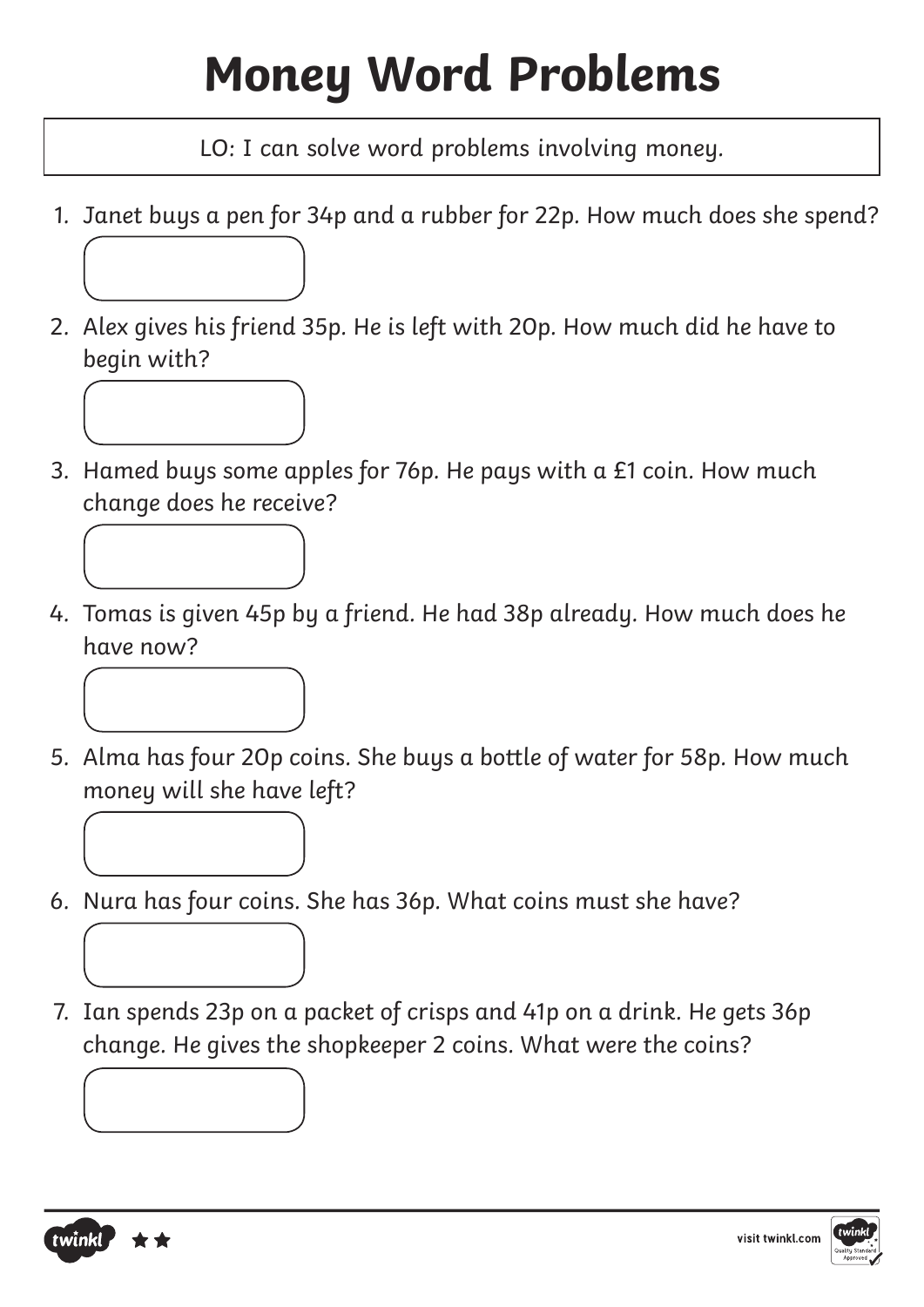# Money Word Problems

LO: I can solve word problems involving money.

1. Janet buys a pen for 34p and a rubber for 22p. How much does she spend?

2. Alex gives his friend 35p. He is left with 20p. How much did he have to begin with?

3. Hamed buys some apples for 76p. He pays with a £1 coin. How much change does he receive?

4. Tomas is given 45p by a friend. He had 38p already. How much does he have now?

5. Alma has four 20p coins. She buys a bottle of water for 58p. How much money will she have left?

6. Nura has four coins. She has 36p. What coins must she have?

7. Ian spends 23p on a packet of crisps and 41p on a drink. He gets 36p change. He gives the shopkeeper 2 coins. What were the coins?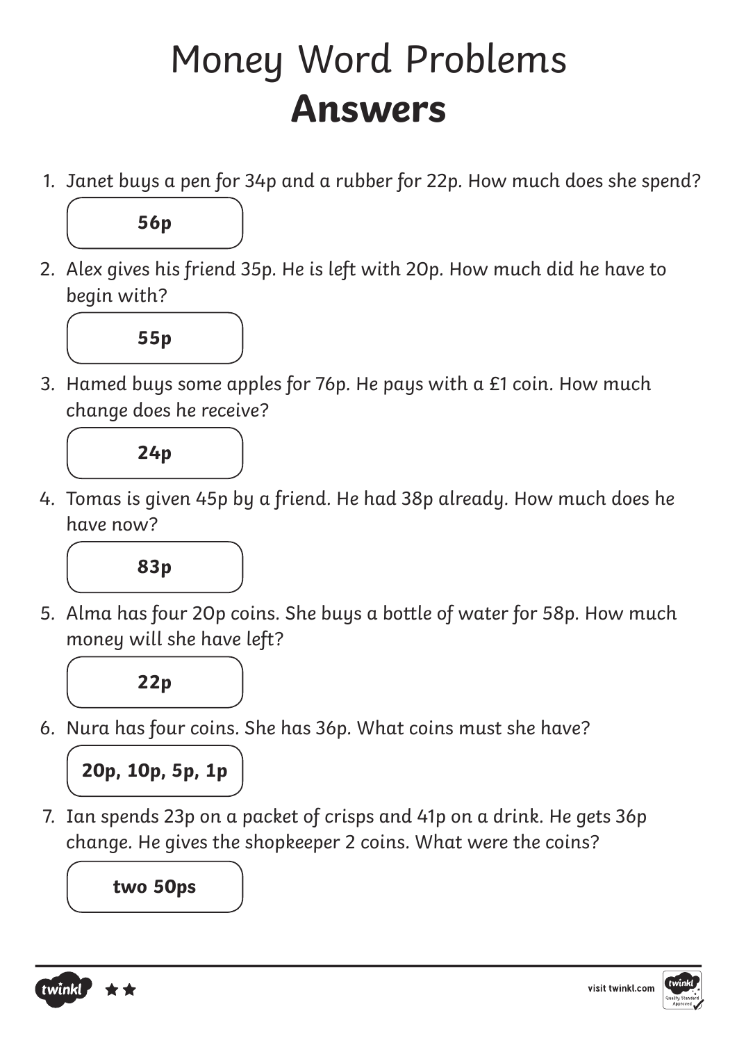# Money Word Problems
## Answers

1. Janet buys a pen for 34p and a rubber for 22p. How much does she spend?

   **56p**

2. Alex gives his friend 35p. He is left with 20p. How much did he have to begin with?

   **55p**

3. Hamed buys some apples for 76p. He pays with a £1 coin. How much change does he receive?

   **24p**

4. Tomas is given 45p by a friend. He had 38p already. How much does he have now?

   **83p**

5. Alma has four 20p coins. She buys a bottle of water for 58p. How much money will she have left?

   **22p**

6. Nura has four coins. She has 36p. What coins must she have?

   **20p, 10p, 5p, 1p**

7. Ian spends 23p on a packet of crisps and 41p on a drink. He gets 36p change. He gives the shopkeeper 2 coins. What were the coins?

   **two 50ps**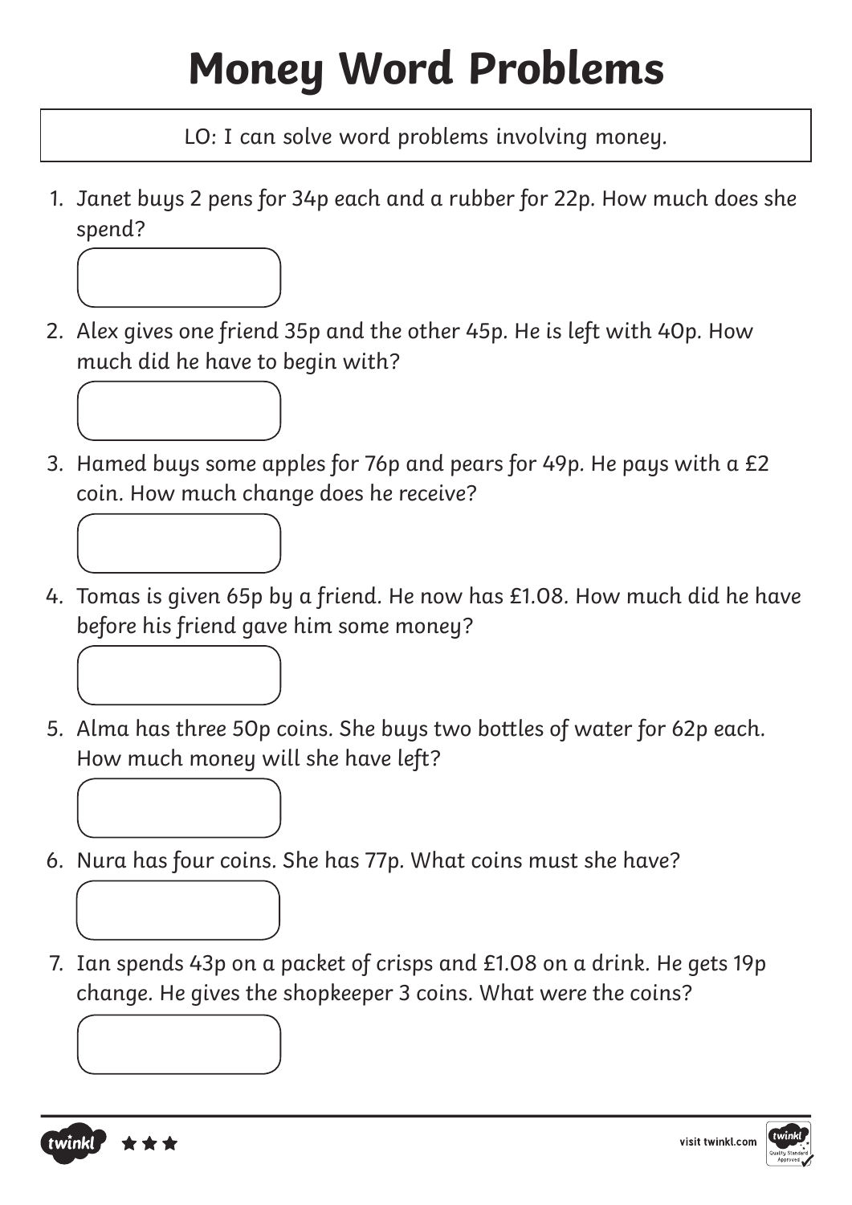# Money Word Problems

LO: I can solve word problems involving money.

1. Janet buys 2 pens for 34p each and a rubber for 22p. How much does she spend?

2. Alex gives one friend 35p and the other 45p. He is left with 40p. How much did he have to begin with?

3. Hamed buys some apples for 76p and pears for 49p. He pays with a £2 coin. How much change does he receive?

4. Tomas is given 65p by a friend. He now has £1.08. How much did he have before his friend gave him some money?

5. Alma has three 50p coins. She buys two bottles of water for 62p each. How much money will she have left?

6. Nura has four coins. She has 77p. What coins must she have?

7. Ian spends 43p on a packet of crisps and £1.08 on a drink. He gets 19p change. He gives the shopkeeper 3 coins. What were the coins?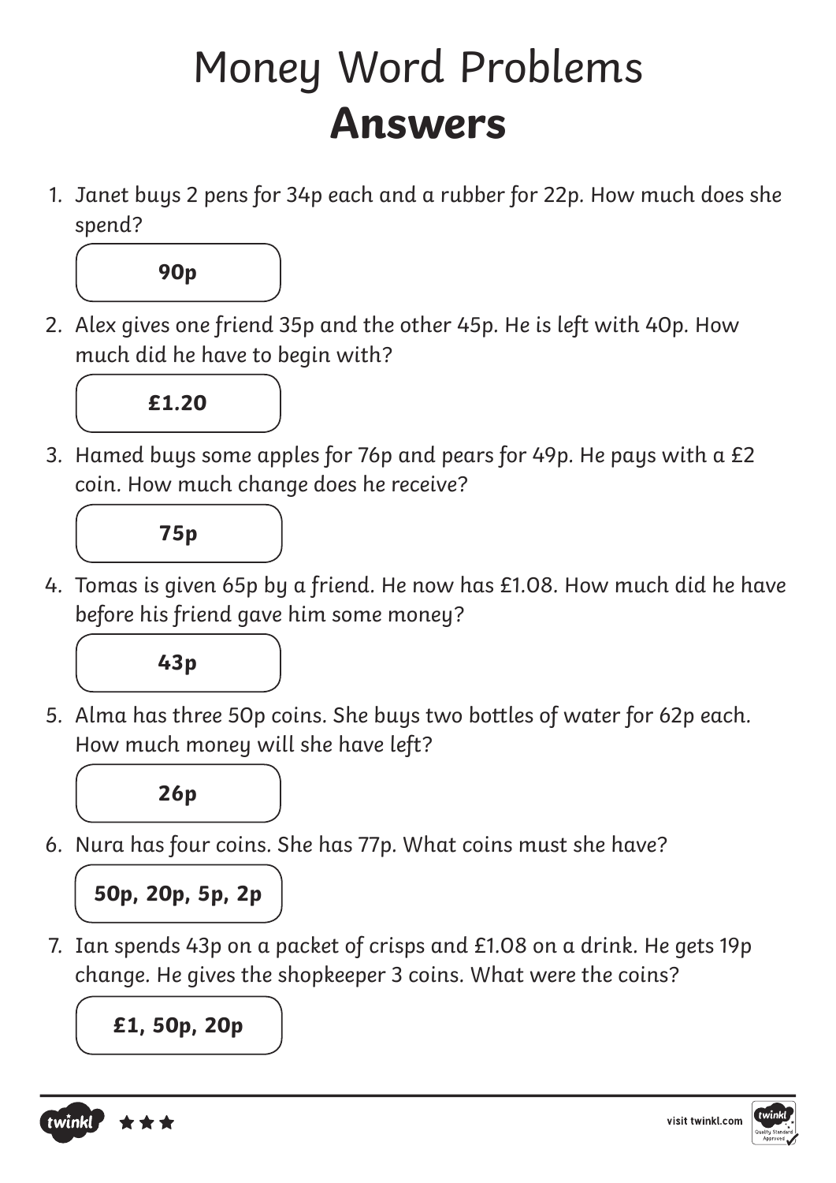# Money Word Problems
## **Answers**

1. Janet buys 2 pens for 34p each and a rubber for 22p. How much does she spend?

   **90p**

2. Alex gives one friend 35p and the other 45p. He is left with 40p. How much did he have to begin with?

   **£1.20**

3. Hamed buys some apples for 76p and pears for 49p. He pays with a £2 coin. How much change does he receive?

   **75p**

4. Tomas is given 65p by a friend. He now has £1.08. How much did he have before his friend gave him some money?

   **43p**

5. Alma has three 50p coins. She buys two bottles of water for 62p each. How much money will she have left?

   **26p**

6. Nura has four coins. She has 77p. What coins must she have?

   **50p, 20p, 5p, 2p**

7. Ian spends 43p on a packet of crisps and £1.08 on a drink. He gets 19p change. He gives the shopkeeper 3 coins. What were the coins?

   **£1, 50p, 20p**